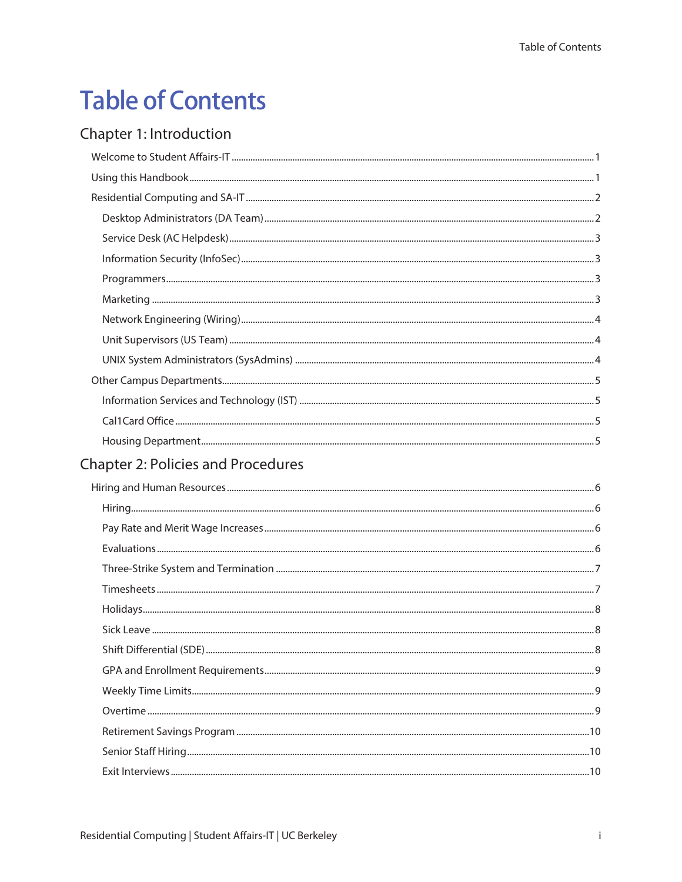# Table of Contents

## Chapter 1: Introduction

- Welcome to Student Affairs-IT ..... 1
- Using this Handbook ..... 1
- Residential Computing and SA-IT ..... 2
  - Desktop Administrators (DA Team) ..... 2
  - Service Desk (AC Helpdesk) ..... 3
  - Information Security (InfoSec) ..... 3
  - Programmers ..... 3
  - Marketing ..... 3
  - Network Engineering (Wiring) ..... 4
  - Unit Supervisors (US Team) ..... 4
  - UNIX System Administrators (SysAdmins) ..... 4
- Other Campus Departments ..... 5
  - Information Services and Technology (IST) ..... 5
  - Cal1Card Office ..... 5
  - Housing Department ..... 5

## Chapter 2: Policies and Procedures

- Hiring and Human Resources ..... 6
  - Hiring ..... 6
  - Pay Rate and Merit Wage Increases ..... 6
  - Evaluations ..... 6
  - Three-Strike System and Termination ..... 7
  - Timesheets ..... 7
  - Holidays ..... 8
  - Sick Leave ..... 8
  - Shift Differential (SDE) ..... 8
  - GPA and Enrollment Requirements ..... 9
  - Weekly Time Limits ..... 9
  - Overtime ..... 9
  - Retirement Savings Program ..... 10
  - Senior Staff Hiring ..... 10
  - Exit Interviews ..... 10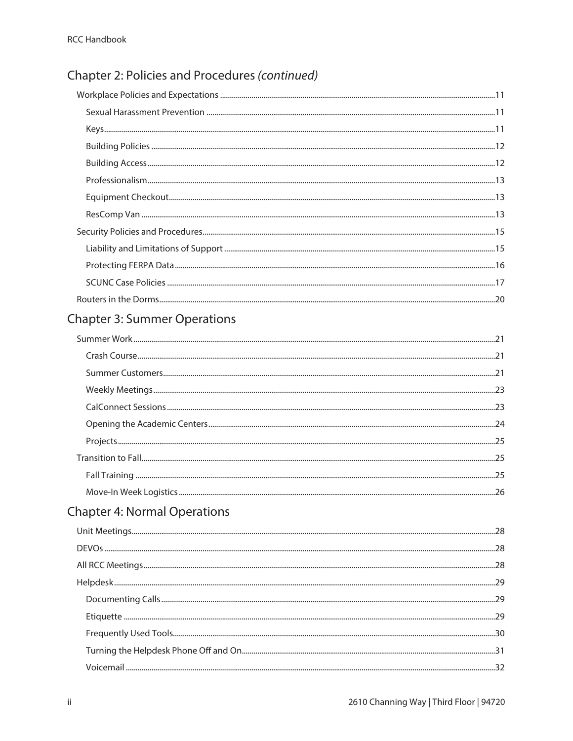## Chapter 2: Policies and Procedures *(continued)*

- Workplace Policies and Expectations ........ 11
  - Sexual Harassment Prevention ........ 11
  - Keys ........ 11
  - Building Policies ........ 12
  - Building Access ........ 12
  - Professionalism ........ 13
  - Equipment Checkout ........ 13
  - ResComp Van ........ 13
- Security Policies and Procedures ........ 15
  - Liability and Limitations of Support ........ 15
  - Protecting FERPA Data ........ 16
  - SCUNC Case Policies ........ 17
- Routers in the Dorms ........ 20

## Chapter 3: Summer Operations

- Summer Work ........ 21
  - Crash Course ........ 21
  - Summer Customers ........ 21
  - Weekly Meetings ........ 23
  - CalConnect Sessions ........ 23
  - Opening the Academic Centers ........ 24
  - Projects ........ 25
- Transition to Fall ........ 25
  - Fall Training ........ 25
  - Move-In Week Logistics ........ 26

## Chapter 4: Normal Operations

- Unit Meetings ........ 28
- DEVOs ........ 28
- All RCC Meetings ........ 28
- Helpdesk ........ 29
  - Documenting Calls ........ 29
  - Etiquette ........ 29
  - Frequently Used Tools ........ 30
  - Turning the Helpdesk Phone Off and On ........ 31
  - Voicemail ........ 32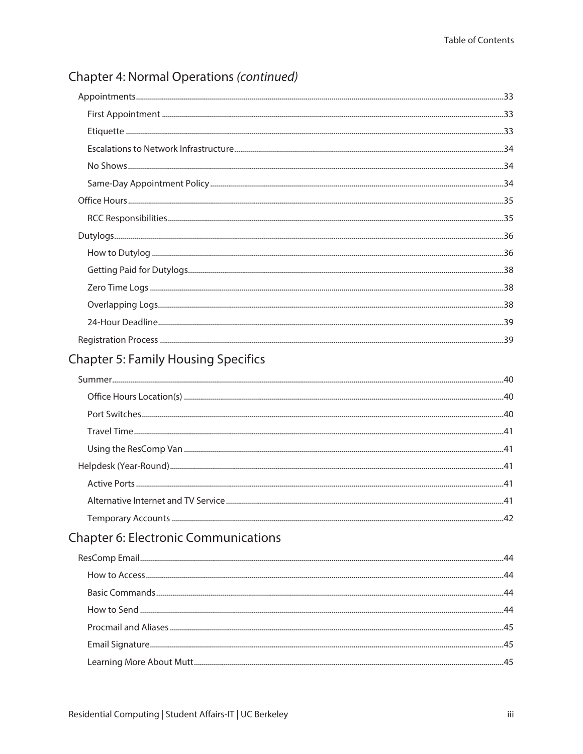## Chapter 4: Normal Operations *(continued)*

- Appointments......33
  - First Appointment......33
  - Etiquette......33
  - Escalations to Network Infrastructure......34
  - No Shows......34
  - Same-Day Appointment Policy......34
- Office Hours......35
  - RCC Responsibilities......35
- Dutylogs......36
  - How to Dutylog......36
  - Getting Paid for Dutylogs......38
  - Zero Time Logs......38
  - Overlapping Logs......38
  - 24-Hour Deadline......39
- Registration Process......39

## Chapter 5: Family Housing Specifics

- Summer......40
  - Office Hours Location(s)......40
  - Port Switches......40
  - Travel Time......41
  - Using the ResComp Van......41
- Helpdesk (Year-Round)......41
  - Active Ports......41
  - Alternative Internet and TV Service......41
  - Temporary Accounts......42

## Chapter 6: Electronic Communications

- ResComp Email......44
  - How to Access......44
  - Basic Commands......44
  - How to Send......44
  - Procmail and Aliases......45
  - Email Signature......45
  - Learning More About Mutt......45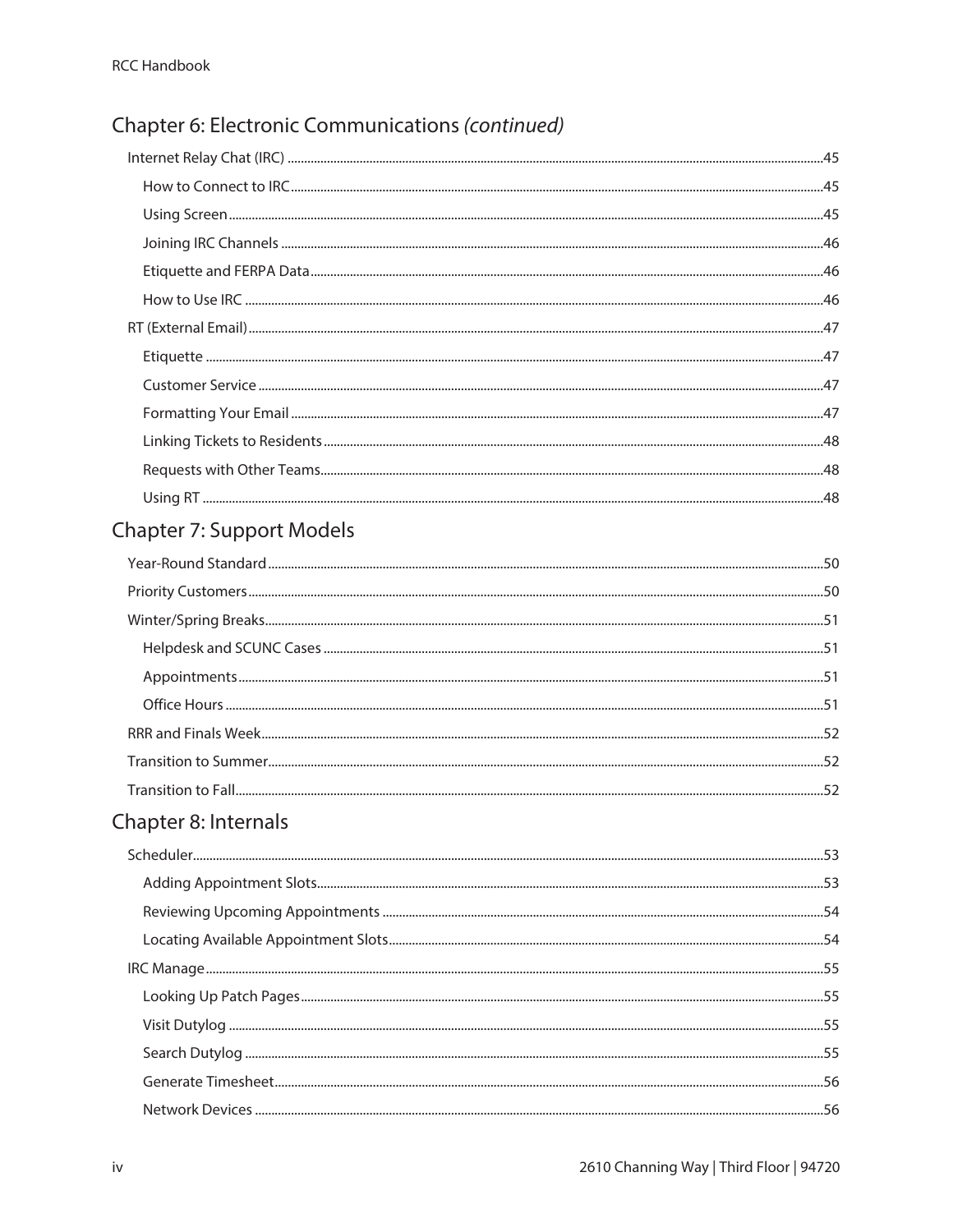## Chapter 6: Electronic Communications *(continued)*

- Internet Relay Chat (IRC) ....45
  - How to Connect to IRC ....45
  - Using Screen ....45
  - Joining IRC Channels ....46
  - Etiquette and FERPA Data ....46
  - How to Use IRC ....46
- RT (External Email) ....47
  - Etiquette ....47
  - Customer Service ....47
  - Formatting Your Email ....47
  - Linking Tickets to Residents ....48
  - Requests with Other Teams ....48
  - Using RT ....48

## Chapter 7: Support Models

- Year-Round Standard ....50
- Priority Customers ....50
- Winter/Spring Breaks ....51
  - Helpdesk and SCUNC Cases ....51
  - Appointments ....51
  - Office Hours ....51
- RRR and Finals Week ....52
- Transition to Summer ....52
- Transition to Fall ....52

## Chapter 8: Internals

- Scheduler ....53
  - Adding Appointment Slots ....53
  - Reviewing Upcoming Appointments ....54
  - Locating Available Appointment Slots ....54
- IRC Manage ....55
  - Looking Up Patch Pages ....55
  - Visit Dutylog ....55
  - Search Dutylog ....55
  - Generate Timesheet ....56
  - Network Devices ....56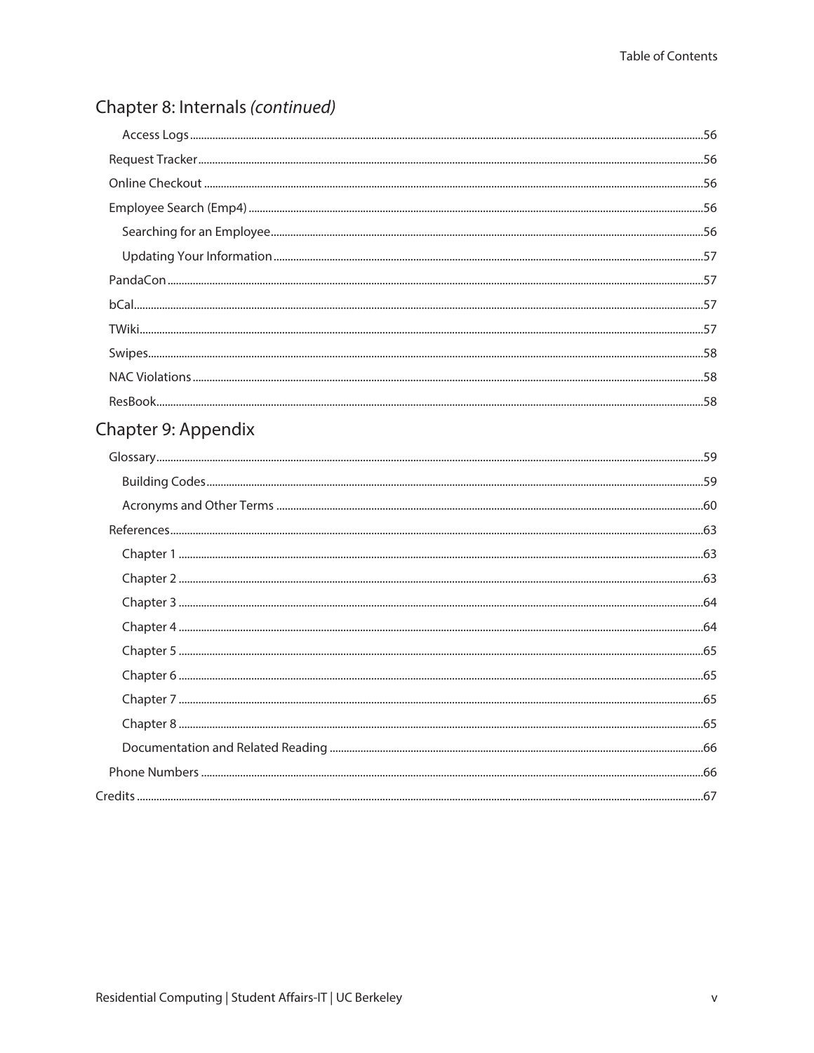## Chapter 8: Internals *(continued)*

- Access Logs ..... 56
- Request Tracker ..... 56
- Online Checkout ..... 56
- Employee Search (Emp4) ..... 56
  - Searching for an Employee ..... 56
  - Updating Your Information ..... 57
- PandaCon ..... 57
- bCal ..... 57
- TWiki ..... 57
- Swipes ..... 58
- NAC Violations ..... 58
- ResBook ..... 58

## Chapter 9: Appendix

- Glossary ..... 59
  - Building Codes ..... 59
  - Acronyms and Other Terms ..... 60
- References ..... 63
  - Chapter 1 ..... 63
  - Chapter 2 ..... 63
  - Chapter 3 ..... 64
  - Chapter 4 ..... 64
  - Chapter 5 ..... 65
  - Chapter 6 ..... 65
  - Chapter 7 ..... 65
  - Chapter 8 ..... 65
  - Documentation and Related Reading ..... 66
- Phone Numbers ..... 66

Credits ..... 67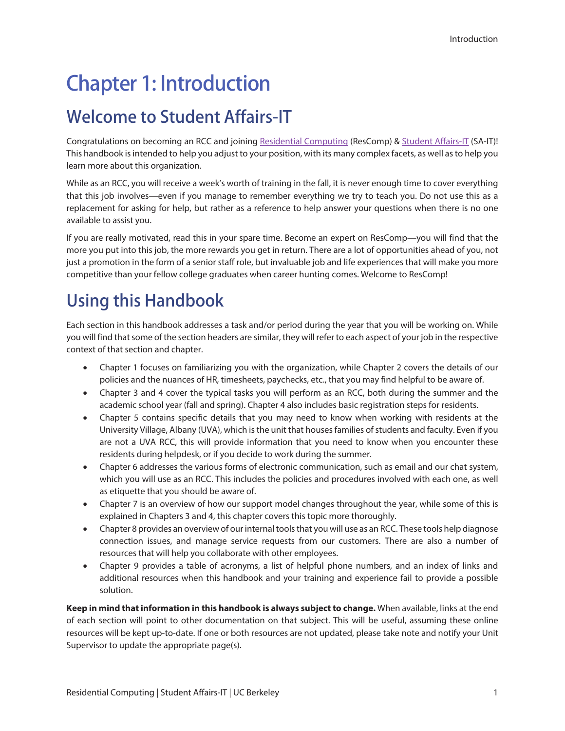# Chapter 1: Introduction

## Welcome to Student Affairs-IT

Congratulations on becoming an RCC and joining Residential Computing (ResComp) & Student Affairs-IT (SA-IT)! This handbook is intended to help you adjust to your position, with its many complex facets, as well as to help you learn more about this organization.

While as an RCC, you will receive a week's worth of training in the fall, it is never enough time to cover everything that this job involves—even if you manage to remember everything we try to teach you. Do not use this as a replacement for asking for help, but rather as a reference to help answer your questions when there is no one available to assist you.

If you are really motivated, read this in your spare time. Become an expert on ResComp—you will find that the more you put into this job, the more rewards you get in return. There are a lot of opportunities ahead of you, not just a promotion in the form of a senior staff role, but invaluable job and life experiences that will make you more competitive than your fellow college graduates when career hunting comes. Welcome to ResComp!

## Using this Handbook

Each section in this handbook addresses a task and/or period during the year that you will be working on. While you will find that some of the section headers are similar, they will refer to each aspect of your job in the respective context of that section and chapter.

- Chapter 1 focuses on familiarizing you with the organization, while Chapter 2 covers the details of our policies and the nuances of HR, timesheets, paychecks, etc., that you may find helpful to be aware of.
- Chapter 3 and 4 cover the typical tasks you will perform as an RCC, both during the summer and the academic school year (fall and spring). Chapter 4 also includes basic registration steps for residents.
- Chapter 5 contains specific details that you may need to know when working with residents at the University Village, Albany (UVA), which is the unit that houses families of students and faculty. Even if you are not a UVA RCC, this will provide information that you need to know when you encounter these residents during helpdesk, or if you decide to work during the summer.
- Chapter 6 addresses the various forms of electronic communication, such as email and our chat system, which you will use as an RCC. This includes the policies and procedures involved with each one, as well as etiquette that you should be aware of.
- Chapter 7 is an overview of how our support model changes throughout the year, while some of this is explained in Chapters 3 and 4, this chapter covers this topic more thoroughly.
- Chapter 8 provides an overview of our internal tools that you will use as an RCC. These tools help diagnose connection issues, and manage service requests from our customers. There are also a number of resources that will help you collaborate with other employees.
- Chapter 9 provides a table of acronyms, a list of helpful phone numbers, and an index of links and additional resources when this handbook and your training and experience fail to provide a possible solution.

**Keep in mind that information in this handbook is always subject to change.** When available, links at the end of each section will point to other documentation on that subject. This will be useful, assuming these online resources will be kept up-to-date. If one or both resources are not updated, please take note and notify your Unit Supervisor to update the appropriate page(s).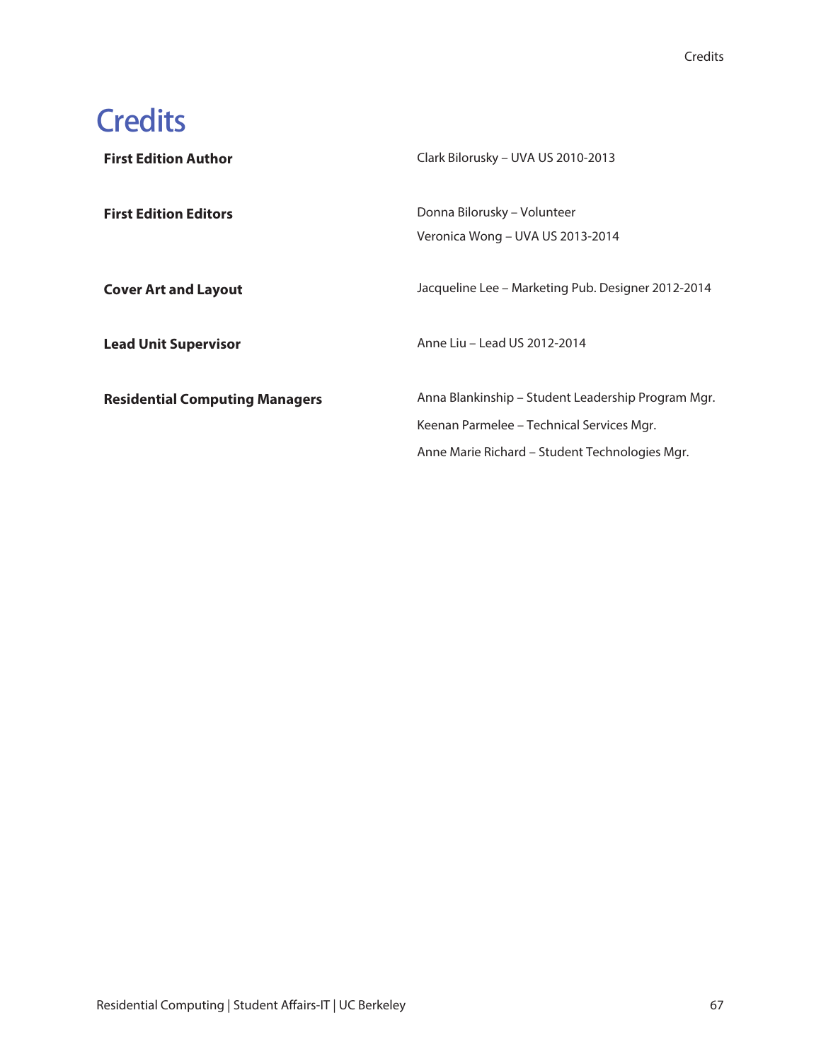# Credits

| | |
|---|---|
| **First Edition Author** | Clark Bilorusky – UVA US 2010-2013 |
| **First Edition Editors** | Donna Bilorusky – Volunteer<br>Veronica Wong – UVA US 2013-2014 |
| **Cover Art and Layout** | Jacqueline Lee – Marketing Pub. Designer 2012-2014 |
| **Lead Unit Supervisor** | Anne Liu – Lead US 2012-2014 |
| **Residential Computing Managers** | Anna Blankinship – Student Leadership Program Mgr.<br>Keenan Parmelee – Technical Services Mgr.<br>Anne Marie Richard – Student Technologies Mgr. |